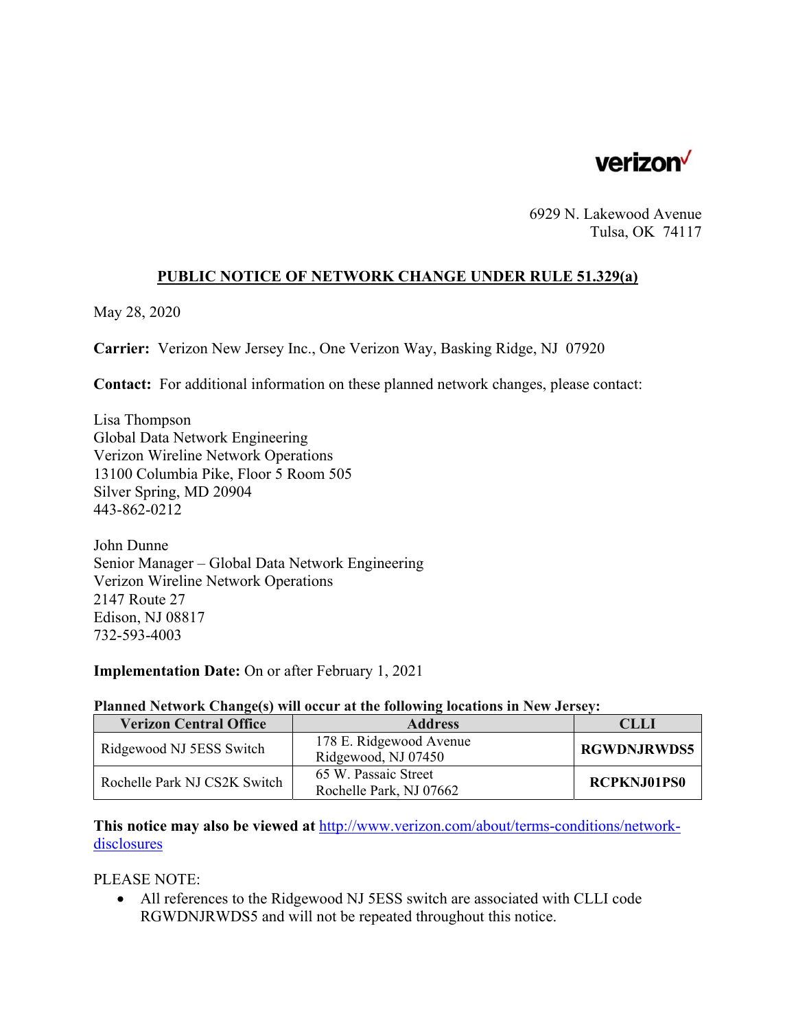verizon

6929 N. Lakewood Avenue
Tulsa, OK 74117

## PUBLIC NOTICE OF NETWORK CHANGE UNDER RULE 51.329(a)

May 28, 2020

**Carrier:** Verizon New Jersey Inc., One Verizon Way, Basking Ridge, NJ 07920

**Contact:** For additional information on these planned network changes, please contact:

Lisa Thompson
Global Data Network Engineering
Verizon Wireline Network Operations
13100 Columbia Pike, Floor 5 Room 505
Silver Spring, MD 20904
443-862-0212

John Dunne
Senior Manager – Global Data Network Engineering
Verizon Wireline Network Operations
2147 Route 27
Edison, NJ 08817
732-593-4003

**Implementation Date:** On or after February 1, 2021

**Planned Network Change(s) will occur at the following locations in New Jersey:**

| Verizon Central Office | Address | CLLI |
|---|---|---|
| Ridgewood NJ 5ESS Switch | 178 E. Ridgewood Avenue Ridgewood, NJ 07450 | **RGWDNJRWDS5** |
| Rochelle Park NJ CS2K Switch | 65 W. Passaic Street Rochelle Park, NJ 07662 | **RCPKNJ01PS0** |

**This notice may also be viewed at** http://www.verizon.com/about/terms-conditions/network-disclosures

PLEASE NOTE:

- All references to the Ridgewood NJ 5ESS switch are associated with CLLI code RGWDNJRWDS5 and will not be repeated throughout this notice.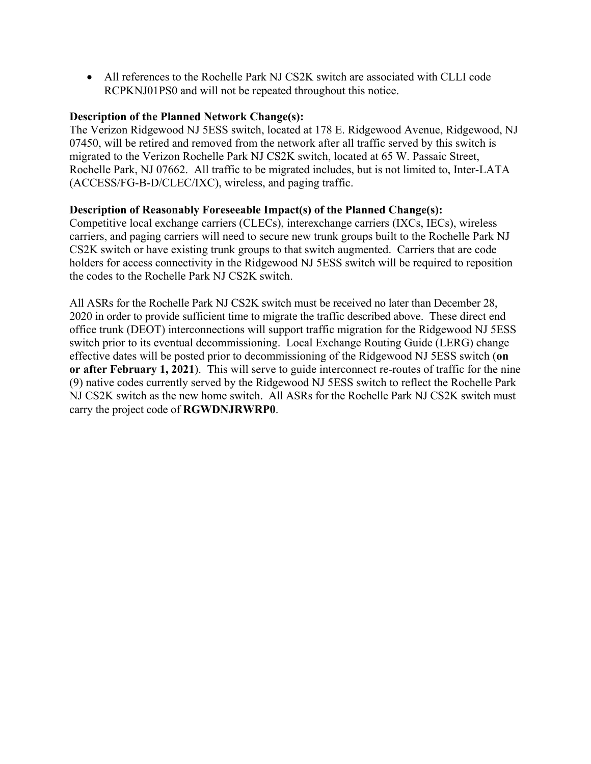- All references to the Rochelle Park NJ CS2K switch are associated with CLLI code RCPKNJ01PS0 and will not be repeated throughout this notice.

**Description of the Planned Network Change(s):**
The Verizon Ridgewood NJ 5ESS switch, located at 178 E. Ridgewood Avenue, Ridgewood, NJ 07450, will be retired and removed from the network after all traffic served by this switch is migrated to the Verizon Rochelle Park NJ CS2K switch, located at 65 W. Passaic Street, Rochelle Park, NJ 07662. All traffic to be migrated includes, but is not limited to, Inter-LATA (ACCESS/FG-B-D/CLEC/IXC), wireless, and paging traffic.

**Description of Reasonably Foreseeable Impact(s) of the Planned Change(s):**
Competitive local exchange carriers (CLECs), interexchange carriers (IXCs, IECs), wireless carriers, and paging carriers will need to secure new trunk groups built to the Rochelle Park NJ CS2K switch or have existing trunk groups to that switch augmented. Carriers that are code holders for access connectivity in the Ridgewood NJ 5ESS switch will be required to reposition the codes to the Rochelle Park NJ CS2K switch.

All ASRs for the Rochelle Park NJ CS2K switch must be received no later than December 28, 2020 in order to provide sufficient time to migrate the traffic described above. These direct end office trunk (DEOT) interconnections will support traffic migration for the Ridgewood NJ 5ESS switch prior to its eventual decommissioning. Local Exchange Routing Guide (LERG) change effective dates will be posted prior to decommissioning of the Ridgewood NJ 5ESS switch (**on or after February 1, 2021**). This will serve to guide interconnect re-routes of traffic for the nine (9) native codes currently served by the Ridgewood NJ 5ESS switch to reflect the Rochelle Park NJ CS2K switch as the new home switch. All ASRs for the Rochelle Park NJ CS2K switch must carry the project code of **RGWDNJRWRP0**.